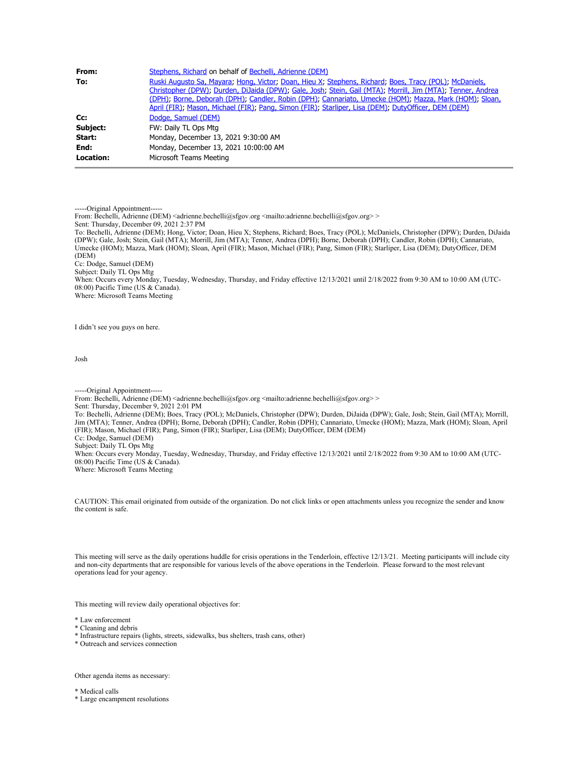| | |
|---|---|
| **From:** | Stephens, Richard on behalf of Bechelli, Adrienne (DEM) |
| **To:** | Ruski Augusto Sa, Mayara; Hong, Victor; Doan, Hieu X; Stephens, Richard; Boes, Tracy (POL); McDaniels, Christopher (DPW); Durden, DiJaida (DPW); Gale, Josh; Stein, Gail (MTA); Morrill, Jim (MTA); Tenner, Andrea (DPH); Borne, Deborah (DPH); Candler, Robin (DPH); Cannariato, Umecke (HOM); Mazza, Mark (HOM); Sloan, April (FIR); Mason, Michael (FIR); Pang, Simon (FIR); Starliper, Lisa (DEM); DutyOfficer, DEM (DEM) |
| **Cc:** | Dodge, Samuel (DEM) |
| **Subject:** | FW: Daily TL Ops Mtg |
| **Start:** | Monday, December 13, 2021 9:30:00 AM |
| **End:** | Monday, December 13, 2021 10:00:00 AM |
| **Location:** | Microsoft Teams Meeting |

-----Original Appointment-----
From: Bechelli, Adrienne (DEM) <adrienne.bechelli@sfgov.org <mailto:adrienne.bechelli@sfgov.org> >
Sent: Thursday, December 09, 2021 2:37 PM
To: Bechelli, Adrienne (DEM); Hong, Victor; Doan, Hieu X; Stephens, Richard; Boes, Tracy (POL); McDaniels, Christopher (DPW); Durden, DiJaida (DPW); Gale, Josh; Stein, Gail (MTA); Morrill, Jim (MTA); Tenner, Andrea (DPH); Borne, Deborah (DPH); Candler, Robin (DPH); Cannariato, Umecke (HOM); Mazza, Mark (HOM); Sloan, April (FIR); Mason, Michael (FIR); Pang, Simon (FIR); Starliper, Lisa (DEM); DutyOfficer, DEM (DEM)
Cc: Dodge, Samuel (DEM)
Subject: Daily TL Ops Mtg
When: Occurs every Monday, Tuesday, Wednesday, Thursday, and Friday effective 12/13/2021 until 2/18/2022 from 9:30 AM to 10:00 AM (UTC-08:00) Pacific Time (US & Canada).
Where: Microsoft Teams Meeting

I didn't see you guys on here.

Josh

-----Original Appointment-----
From: Bechelli, Adrienne (DEM) <adrienne.bechelli@sfgov.org <mailto:adrienne.bechelli@sfgov.org> >
Sent: Thursday, December 9, 2021 2:01 PM
To: Bechelli, Adrienne (DEM); Boes, Tracy (POL); McDaniels, Christopher (DPW); Durden, DiJaida (DPW); Gale, Josh; Stein, Gail (MTA); Morrill, Jim (MTA); Tenner, Andrea (DPH); Borne, Deborah (DPH); Candler, Robin (DPH); Cannariato, Umecke (HOM); Mazza, Mark (HOM); Sloan, April (FIR); Mason, Michael (FIR); Pang, Simon (FIR); Starliper, Lisa (DEM); DutyOfficer, DEM (DEM)
Cc: Dodge, Samuel (DEM)
Subject: Daily TL Ops Mtg
When: Occurs every Monday, Tuesday, Wednesday, Thursday, and Friday effective 12/13/2021 until 2/18/2022 from 9:30 AM to 10:00 AM (UTC-08:00) Pacific Time (US & Canada).
Where: Microsoft Teams Meeting

CAUTION: This email originated from outside of the organization. Do not click links or open attachments unless you recognize the sender and know the content is safe.

This meeting will serve as the daily operations huddle for crisis operations in the Tenderloin, effective 12/13/21. Meeting participants will include city and non-city departments that are responsible for various levels of the above operations in the Tenderloin. Please forward to the most relevant operations lead for your agency.

This meeting will review daily operational objectives for:

* Law enforcement
* Cleaning and debris
* Infrastructure repairs (lights, streets, sidewalks, bus shelters, trash cans, other)
* Outreach and services connection

Other agenda items as necessary:

* Medical calls
* Large encampment resolutions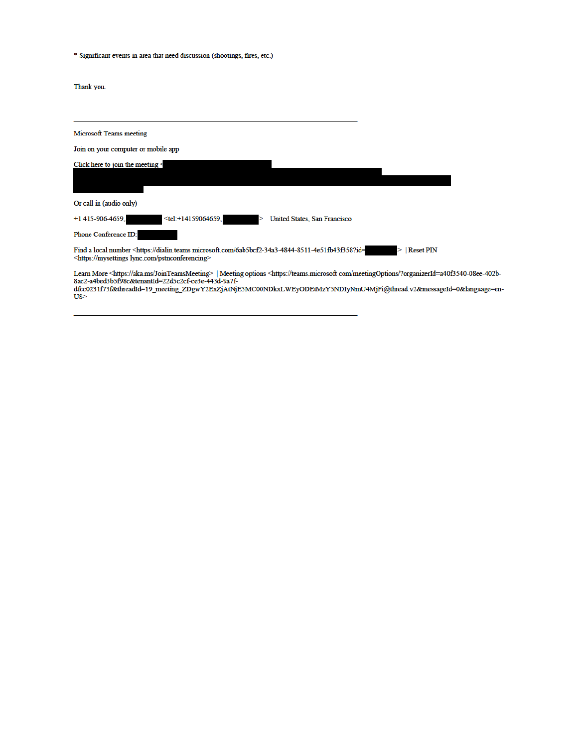* Significant events in area that need discussion (shootings, fires, etc.)

Thank you.

---

Microsoft Teams meeting

Join on your computer or mobile app

Click here to join the meeting <

Or call in (audio only)

+1 415-906-4659, <tel:+14159064659, > United States, San Francisco

Phone Conference ID:

Find a local number <https://dialin.teams.microsoft.com/6ab5bcf2-34a3-4844-8511-4e51fb43f358?id= > | Reset PIN <https://mysettings.lync.com/pstnconferencing>

Learn More <https://aka.ms/JoinTeamsMeeting> | Meeting options <https://teams.microsoft.com/meetingOptions/?organizerId=a40f3540-08ee-402b-8ac2-a4bed3b5f98c&tenantId=22d5c2cf-ce3e-443d-9a7f-dfcc0231f73f&threadId=19_meeting_ZDgwY2ExZjAtNjE3MC00NDkxLWEyODEtMzY5NDIyNmU4MjFi@thread.v2&messageId=0&language=en-US>

---